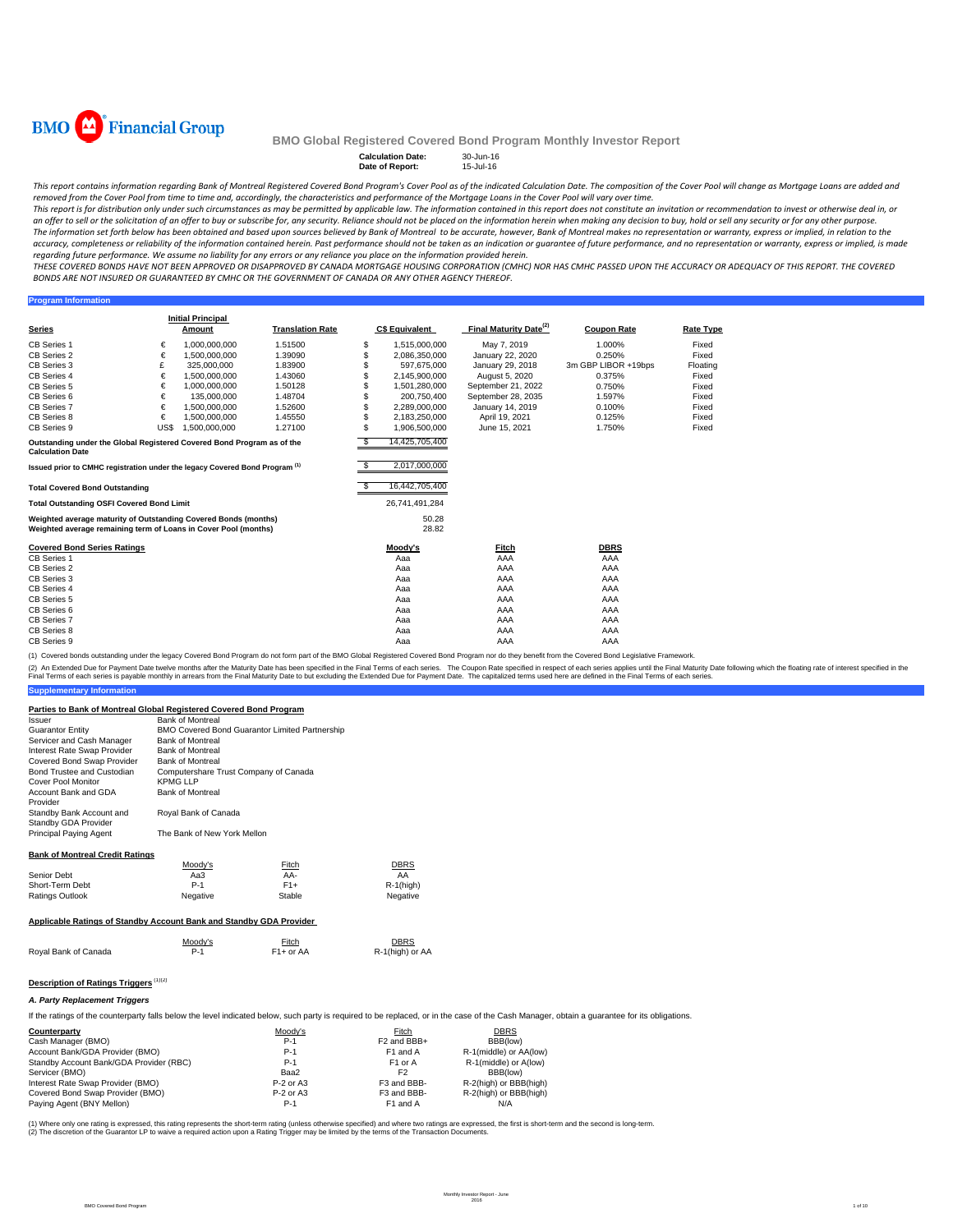BMO Financial Group

# BMO Global Registered Covered Bond Program Monthly Investor Report

**Calculation Date:** 30-Jun-16
**Date of Report:** 15-Jul-16

*This report contains information regarding Bank of Montreal Registered Covered Bond Program's Cover Pool as of the indicated Calculation Date. The composition of the Cover Pool will change as Mortgage Loans are added and removed from the Cover Pool from time to time and, accordingly, the characteristics and performance of the Mortgage Loans in the Cover Pool will vary over time.*

*This report is for distribution only under such circumstances as may be permitted by applicable law. The information contained in this report does not constitute an invitation or recommendation to invest or otherwise deal in, or an offer to sell or the solicitation of an offer to buy or subscribe for, any security. Reliance should not be placed on the information herein when making any decision to buy, hold or sell any security or for any other purpose.*

*The information set forth below has been obtained and based upon sources believed by Bank of Montreal to be accurate, however, Bank of Montreal makes no representation or warranty, express or implied, in relation to the accuracy, completeness or reliability of the information contained herein. Past performance should not be taken as an indication or guarantee of future performance, and no representation or warranty, express or implied, is made regarding future performance. We assume no liability for any errors or any reliance you place on the information provided herein.*

*THESE COVERED BONDS HAVE NOT BEEN APPROVED OR DISAPPROVED BY CANADA MORTGAGE HOUSING CORPORATION (CMHC) NOR HAS CMHC PASSED UPON THE ACCURACY OR ADEQUACY OF THIS REPORT. THE COVERED BONDS ARE NOT INSURED OR GUARANTEED BY CMHC OR THE GOVERNMENT OF CANADA OR ANY OTHER AGENCY THEREOF.*

## Program Information

| Series | | Initial Principal Amount | Translation Rate | | C$ Equivalent | Final Maturity Date[(2)] | Coupon Rate | Rate Type |
|---|---|---|---|---|---|---|---|---|
| CB Series 1 | € | 1,000,000,000 | 1.51500 | $ | 1,515,000,000 | May 7, 2019 | 1.000% | Fixed |
| CB Series 2 | € | 1,500,000,000 | 1.39090 | $ | 2,086,350,000 | January 22, 2020 | 0.250% | Fixed |
| CB Series 3 | £ | 325,000,000 | 1.83900 | $ | 597,675,000 | January 29, 2018 | 3m GBP LIBOR +19bps | Floating |
| CB Series 4 | € | 1,500,000,000 | 1.43060 | $ | 2,145,900,000 | August 5, 2020 | 0.375% | Fixed |
| CB Series 5 | € | 1,000,000,000 | 1.50128 | $ | 1,501,280,000 | September 21, 2022 | 0.750% | Fixed |
| CB Series 6 | € | 135,000,000 | 1.48704 | $ | 200,750,400 | September 28, 2035 | 1.597% | Fixed |
| CB Series 7 | € | 1,500,000,000 | 1.52600 | $ | 2,289,000,000 | January 14, 2019 | 0.100% | Fixed |
| CB Series 8 | € | 1,500,000,000 | 1.45550 | $ | 2,183,250,000 | April 19, 2021 | 0.125% | Fixed |
| CB Series 9 | US$ | 1,500,000,000 | 1.27100 | $ | 1,906,500,000 | June 15, 2021 | 1.750% | Fixed |
| Outstanding under the Global Registered Covered Bond Program as of the Calculation Date | | | | $ | 14,425,705,400 | | | |
| Issued prior to CMHC registration under the legacy Covered Bond Program [(1)] | | | | $ | 2,017,000,000 | | | |
| Total Covered Bond Outstanding | | | | $ | 16,442,705,400 | | | |
| Total Outstanding OSFI Covered Bond Limit | | | | | 26,741,491,284 | | | |
| Weighted average maturity of Outstanding Covered Bonds (months) | | | | | 50.28 | | | |
| Weighted average remaining term of Loans in Cover Pool (months) | | | | | 28.82 | | | |

| Covered Bond Series Ratings | Moody's | Fitch | DBRS |
|---|---|---|---|
| CB Series 1 | Aaa | AAA | AAA |
| CB Series 2 | Aaa | AAA | AAA |
| CB Series 3 | Aaa | AAA | AAA |
| CB Series 4 | Aaa | AAA | AAA |
| CB Series 5 | Aaa | AAA | AAA |
| CB Series 6 | Aaa | AAA | AAA |
| CB Series 7 | Aaa | AAA | AAA |
| CB Series 8 | Aaa | AAA | AAA |
| CB Series 9 | Aaa | AAA | AAA |

(1) Covered bonds outstanding under the legacy Covered Bond Program do not form part of the BMO Global Registered Covered Bond Program nor do they benefit from the Covered Bond Legislative Framework.

(2) An Extended Due for Payment Date twelve months after the Maturity Date has been specified in the Final Terms of each series. The Coupon Rate specified in respect of each series applies until the Final Maturity Date following which the floating rate of interest specified in the Final Terms of each series is payable monthly in arrears from the Final Maturity Date to but excluding the Extended Due for Payment Date. The capitalized terms used here are defined in the Final Terms of each series.

## Supplementary Information

### Parties to Bank of Montreal Global Registered Covered Bond Program

| | |
|---|---|
| Issuer | Bank of Montreal |
| Guarantor Entity | BMO Covered Bond Guarantor Limited Partnership |
| Servicer and Cash Manager | Bank of Montreal |
| Interest Rate Swap Provider | Bank of Montreal |
| Covered Bond Swap Provider | Bank of Montreal |
| Bond Trustee and Custodian | Computershare Trust Company of Canada |
| Cover Pool Monitor | KPMG LLP |
| Account Bank and GDA Provider | Bank of Montreal |
| Standby Bank Account and Standby GDA Provider | Royal Bank of Canada |
| Principal Paying Agent | The Bank of New York Mellon |

### Bank of Montreal Credit Ratings

| | Moody's | Fitch | DBRS |
|---|---|---|---|
| Senior Debt | Aa3 | AA- | AA |
| Short-Term Debt | P-1 | F1+ | R-1(high) |
| Ratings Outlook | Negative | Stable | Negative |

### Applicable Ratings of Standby Account Bank and Standby GDA Provider

| | Moody's | Fitch | DBRS |
|---|---|---|---|
| Royal Bank of Canada | P-1 | F1+ or AA | R-1(high) or AA |

### Description of Ratings Triggers [(1)(2)]

#### *A. Party Replacement Triggers*

If the ratings of the counterparty falls below the level indicated below, such party is required to be replaced, or in the case of the Cash Manager, obtain a guarantee for its obligations.

| Counterparty | Moody's | Fitch | DBRS |
|---|---|---|---|
| Cash Manager (BMO) | P-1 | F2 and BBB+ | BBB(low) |
| Account Bank/GDA Provider (BMO) | P-1 | F1 and A | R-1(middle) or AA(low) |
| Standby Account Bank/GDA Provider (RBC) | P-1 | F1 or A | R-1(middle) or A(low) |
| Servicer (BMO) | Baa2 | F2 | BBB(low) |
| Interest Rate Swap Provider (BMO) | P-2 or A3 | F3 and BBB- | R-2(high) or BBB(high) |
| Covered Bond Swap Provider (BMO) | P-2 or A3 | F3 and BBB- | R-2(high) or BBB(high) |
| Paying Agent (BNY Mellon) | P-1 | F1 and A | N/A |

(1) Where only one rating is expressed, this rating represents the short-term rating (unless otherwise specified) and where two ratings are expressed, the first is short-term and the second is long-term.
(2) The discretion of the Guarantor LP to waive a required action upon a Rating Trigger may be limited by the terms of the Transaction Documents.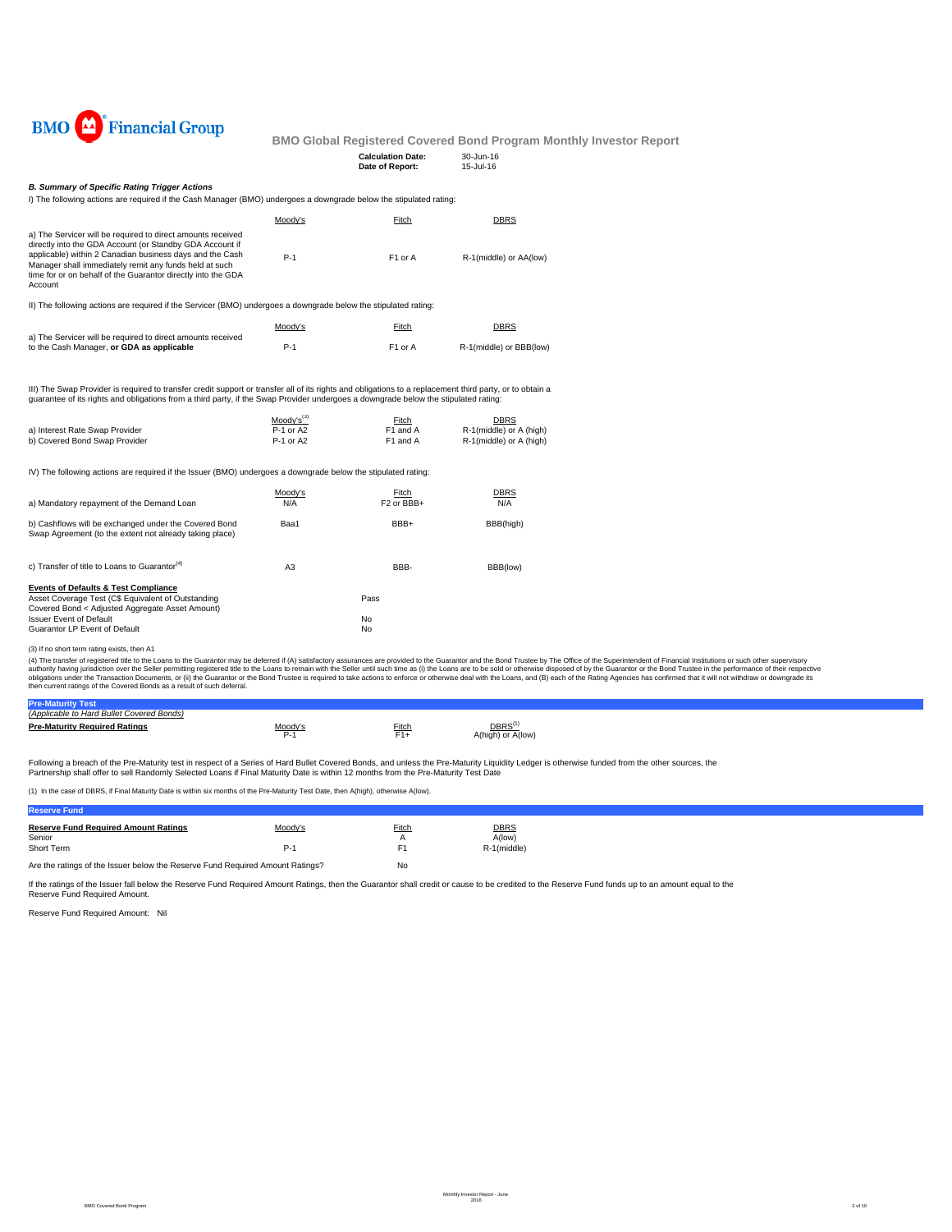# BMO Global Registered Covered Bond Program Monthly Investor Report

**Calculation Date:** 30-Jun-16
**Date of Report:** 15-Jul-16

### *B. Summary of Specific Rating Trigger Actions*

I) The following actions are required if the Cash Manager (BMO) undergoes a downgrade below the stipulated rating:

| | Moody's | Fitch | DBRS |
|---|---|---|---|
| a) The Servicer will be required to direct amounts received directly into the GDA Account (or Standby GDA Account if applicable) within 2 Canadian business days and the Cash Manager shall immediately remit any funds held at such time for or on behalf of the Guarantor directly into the GDA Account | P-1 | F1 or A | R-1(middle) or AA(low) |

II) The following actions are required if the Servicer (BMO) undergoes a downgrade below the stipulated rating:

| | Moody's | Fitch | DBRS |
|---|---|---|---|
| a) The Servicer will be required to direct amounts received to the Cash Manager, **or GDA as applicable** | P-1 | F1 or A | R-1(middle) or BBB(low) |

III) The Swap Provider is required to transfer credit support or transfer all of its rights and obligations to a replacement third party, or to obtain a guarantee of its rights and obligations from a third party, if the Swap Provider undergoes a downgrade below the stipulated rating:

| | Moody's[3] | Fitch | DBRS |
|---|---|---|---|
| a) Interest Rate Swap Provider | P-1 or A2 | F1 and A | R-1(middle) or A (high) |
| b) Covered Bond Swap Provider | P-1 or A2 | F1 and A | R-1(middle) or A (high) |

IV) The following actions are required if the Issuer (BMO) undergoes a downgrade below the stipulated rating:

| | Moody's | Fitch | DBRS |
|---|---|---|---|
| a) Mandatory repayment of the Demand Loan | N/A | F2 or BBB+ | N/A |
| b) Cashflows will be exchanged under the Covered Bond Swap Agreement (to the extent not already taking place) | Baa1 | BBB+ | BBB(high) |
| c) Transfer of title to Loans to Guarantor[4] | A3 | BBB- | BBB(low) |

| **Events of Defaults & Test Compliance** | |
|---|---|
| Asset Coverage Test (C$ Equivalent of Outstanding Covered Bond < Adjusted Aggregate Asset Amount) | Pass |
| Issuer Event of Default | No |
| Guarantor LP Event of Default | No |

(3) If no short term rating exists, then A1

(4) The transfer of registered title to the Loans to the Guarantor may be deferred if (A) satisfactory assurances are provided to the Guarantor and the Bond Trustee by The Office of the Superintendent of Financial Institutions or such other supervisory authority having jurisdiction over the Seller permitting registered title to the Loans to remain with the Seller until such time as (i) the Loans are to be sold or otherwise disposed of by the Guarantor or the Bond Trustee in the performance of their respective obligations under the Transaction Documents, or (ii) the Guarantor or the Bond Trustee is required to take actions to enforce or otherwise deal with the Loans, and (B) each of the Rating Agencies has confirmed that it will not withdraw or downgrade its then current ratings of the Covered Bonds as a result of such deferral.

## Pre-Maturity Test

*(Applicable to Hard Bullet Covered Bonds)*

| **Pre-Maturity Required Ratings** | Moody's | Fitch | DBRS[1] |
|---|---|---|---|
| | P-1 | F1+ | A(high) or A(low) |

Following a breach of the Pre-Maturity test in respect of a Series of Hard Bullet Covered Bonds, and unless the Pre-Maturity Liquidity Ledger is otherwise funded from the other sources, the Partnership shall offer to sell Randomly Selected Loans if Final Maturity Date is within 12 months from the Pre-Maturity Test Date

(1) In the case of DBRS, if Final Maturity Date is within six months of the Pre-Maturity Test Date, then A(high), otherwise A(low).

## Reserve Fund

| **Reserve Fund Required Amount Ratings** | Moody's | Fitch | DBRS |
|---|---|---|---|
| Senior | | A | A(low) |
| Short Term | P-1 | F1 | R-1(middle) |

Are the ratings of the Issuer below the Reserve Fund Required Amount Ratings? No

If the ratings of the Issuer fall below the Reserve Fund Required Amount Ratings, then the Guarantor shall credit or cause to be credited to the Reserve Fund funds up to an amount equal to the Reserve Fund Required Amount.

Reserve Fund Required Amount: Nil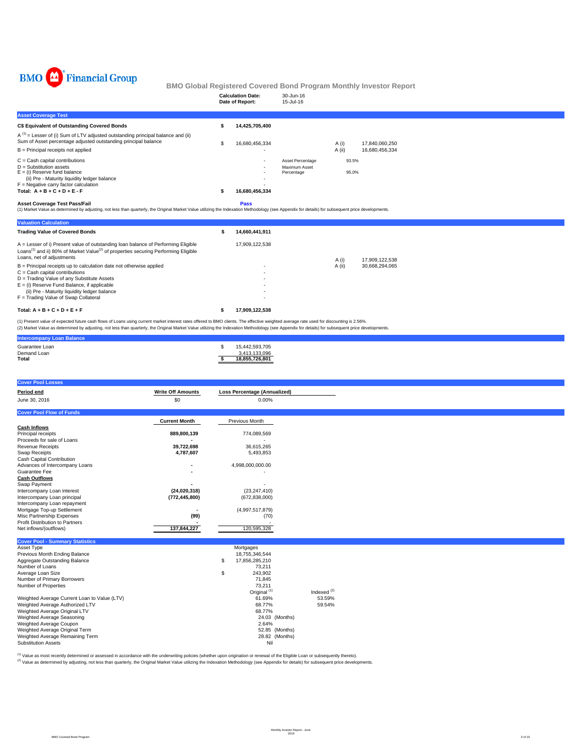BMO Financial Group

## BMO Global Registered Covered Bond Program Monthly Investor Report

**Calculation Date:** 30-Jun-16
**Date of Report:** 15-Jul-16

### Asset Coverage Test

| | | | | |
|---|---|---|---|---|
| **C$ Equivalent of Outstanding Covered Bonds** | $ **14,425,705,400** | | | |
| A [(1)] = Lesser of (i) Sum of LTV adjusted outstanding principal balance and (ii) Sum of Asset percentage adjusted outstanding principal balance | $ 16,680,456,334 | | A (i) | 17,840,060,250 |
| B = Principal receipts not applied | - | | A (ii) | 16,680,456,334 |
| C = Cash capital contributions | - | Asset Percentage | 93.5% | |
| D = Substitution assets | - | Maximum Asset Percentage | 95.0% | |
| E = (i) Reserve fund balance | - | | | |
| (ii) Pre - Maturity liquidity ledger balance | - | | | |
| F = Negative carry factor calculation | - | | | |
| **Total: A + B + C + D + E - F** | $ **16,680,456,334** | | | |

**Asset Coverage Test Pass/Fail** **Pass**

(1) Market Value as determined by adjusting, not less than quarterly, the Original Market Value utilizing the Indexation Methodology (see Appendix for details) for subsequent price developments.

### Valuation Calculation

| | | | |
|---|---|---|---|
| **Trading Value of Covered Bonds** | $ **14,660,441,911** | | |
| A = Lesser of i) Present value of outstanding loan balance of Performing Eligible Loans[(1)] and ii) 80% of Market Value[(2)] of properties securing Performing Eligible Loans, net of adjustments | 17,909,122,538 | A (i) | 17,909,122,538 |
| B = Principal receipts up to calculation date not otherwise applied | - | A (ii) | 30,668,294,065 |
| C = Cash capital contributions | - | | |
| D = Trading Value of any Substitute Assets | - | | |
| E = (i) Reserve Fund Balance, if applicable | - | | |
| (ii) Pre - Maturity liquidity ledger balance | - | | |
| F = Trading Value of Swap Collateral | - | | |
| **Total: A + B + C + D + E + F** | $ **17,909,122,538** | | |

(1) Present value of expected future cash flows of Loans using current market interest rates offered to BMO clients. The effective weighted average rate used for discounting is 2.56%.
(2) Market Value as determined by adjusting, not less than quarterly, the Original Market Value utilizing the Indexation Methodology (see Appendix for details) for subsequent price developments.

### Intercompany Loan Balance

| | |
|---|---|
| Guarantee Loan | $ 15,442,593,705 |
| Demand Loan | 3,413,133,096 |
| **Total** | $ **18,855,726,801** |

### Cover Pool Losses

| Period end | Write Off Amounts | Loss Percentage (Annualized) |
|---|---|---|
| June 30, 2016 | $0 | 0.00% |

### Cover Pool Flow of Funds

| | Current Month | Previous Month |
|---|---|---|
| **Cash Inflows** | | |
| Principal receipts | **889,800,139** | 774,089,569 |
| Proceeds for sale of Loans | **-** | - |
| Revenue Receipts | **39,722,698** | 36,615,265 |
| Swap Receipts | **4,787,607** | 5,493,853 |
| Cash Capital Contribution | | |
| Advances of Intercompany Loans | **-** | 4,998,000,000.00 |
| Guarantee Fee | **-** | - |
| **Cash Outflows** | | |
| Swap Payment | **-** | - |
| Intercompany Loan interest | **(24,020,318)** | (23,247,410) |
| Intercompany Loan principal | **(772,445,800)** | (672,838,000) |
| Intercompany Loan repayment | | |
| Mortgage Top-up Settlement | **-** | (4,997,517,879) |
| Misc Partnership Expenses | **(99)** | (70) |
| Profit Distribution to Partners | **-** | - |
| Net inflows/(outflows) | **137,844,227** | 120,595,328 |

### Cover Pool - Summary Statistics

| | | |
|---|---|---|
| Asset Type | Mortgages | |
| Previous Month Ending Balance | 18,755,346,544 | |
| Aggregate Outstanding Balance | $ 17,856,285,210 | |
| Number of Loans | 73,211 | |
| Average Loan Size | $ 243,902 | |
| Number of Primary Borrowers | 71,845 | |
| Number of Properties | 73,211 | |
| | Original [(1)] | Indexed [(2)] |
| Weighted Average Current Loan to Value (LTV) | 61.69% | 53.59% |
| Weighted Average Authorized LTV | 68.77% | 59.54% |
| Weighted Average Original LTV | 68.77% | |
| Weighted Average Seasoning | 24.03 (Months) | |
| Weighted Average Coupon | 2.64% | |
| Weighted Average Original Term | 52.85 (Months) | |
| Weighted Average Remaining Term | 28.82 (Months) | |
| Substitution Assets | Nil | |

[(1)] Value as most recently determined or assessed in accordance with the underwriting policies (whether upon origination or renewal of the Eligible Loan or subsequently thereto).
[(2)] Value as determined by adjusting, not less than quarterly, the Original Market Value utilizing the Indexation Methodology (see Appendix for details) for subsequent price developments.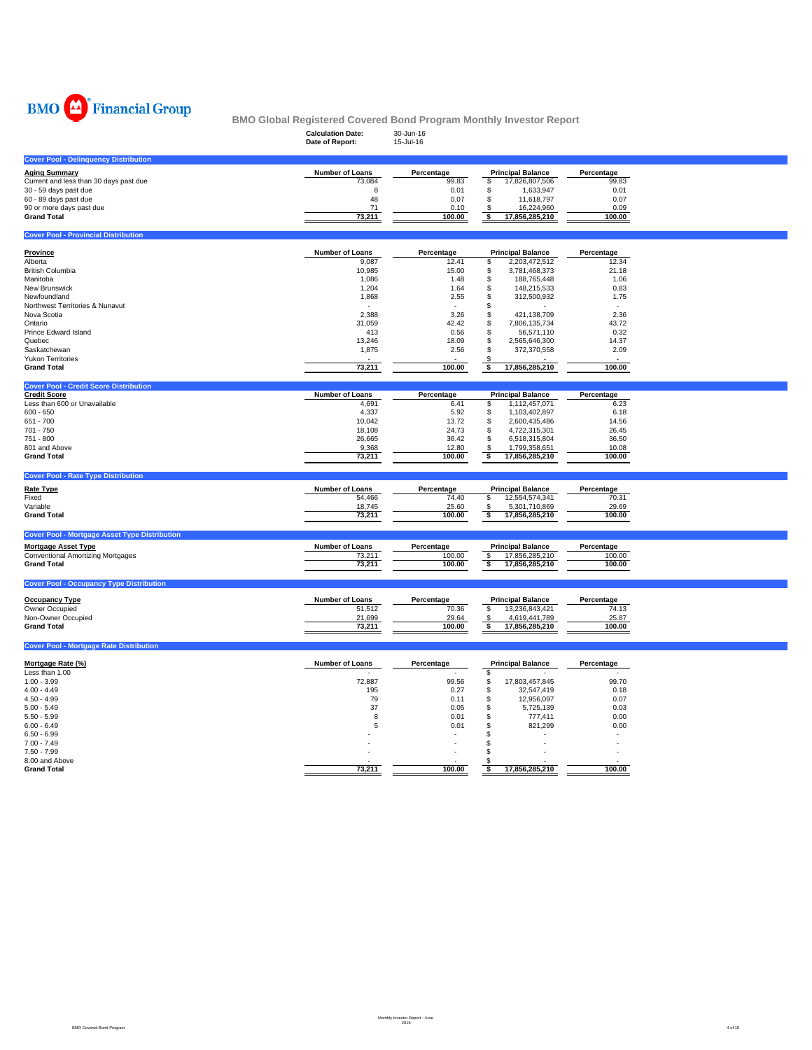BMO Financial Group

**BMO Global Registered Covered Bond Program Monthly Investor Report**

**Calculation Date:** 30-Jun-16
**Date of Report:** 15-Jul-16

## Cover Pool - Delinquency Distribution

| Aging Summary | Number of Loans | Percentage | Principal Balance | Percentage |
|---|---|---|---|---|
| Current and less than 30 days past due | 73,084 | 99.83 | $ 17,826,807,506 | 99.83 |
| 30 - 59 days past due | 8 | 0.01 | $ 1,633,947 | 0.01 |
| 60 - 89 days past due | 48 | 0.07 | $ 11,618,797 | 0.07 |
| 90 or more days past due | 71 | 0.10 | $ 16,224,960 | 0.09 |
| **Grand Total** | **73,211** | **100.00** | **$ 17,856,285,210** | **100.00** |

## Cover Pool - Provincial Distribution

| Province | Number of Loans | Percentage | Principal Balance | Percentage |
|---|---|---|---|---|
| Alberta | 9,087 | 12.41 | $ 2,203,472,512 | 12.34 |
| British Columbia | 10,985 | 15.00 | $ 3,781,468,373 | 21.18 |
| Manitoba | 1,086 | 1.48 | $ 188,765,448 | 1.06 |
| New Brunswick | 1,204 | 1.64 | $ 148,215,533 | 0.83 |
| Newfoundland | 1,868 | 2.55 | $ 312,500,932 | 1.75 |
| Northwest Territories & Nunavut | - | - | $ - | - |
| Nova Scotia | 2,388 | 3.26 | $ 421,138,709 | 2.36 |
| Ontario | 31,059 | 42.42 | $ 7,806,135,734 | 43.72 |
| Prince Edward Island | 413 | 0.56 | $ 56,571,110 | 0.32 |
| Quebec | 13,246 | 18.09 | $ 2,565,646,300 | 14.37 |
| Saskatchewan | 1,875 | 2.56 | $ 372,370,558 | 2.09 |
| Yukon Territories | - | - | $ - | - |
| **Grand Total** | **73,211** | **100.00** | **$ 17,856,285,210** | **100.00** |

## Cover Pool - Credit Score Distribution

| Credit Score | Number of Loans | Percentage | Principal Balance | Percentage |
|---|---|---|---|---|
| Less than 600 or Unavailable | 4,691 | 6.41 | $ 1,112,457,071 | 6.23 |
| 600 - 650 | 4,337 | 5.92 | $ 1,103,402,897 | 6.18 |
| 651 - 700 | 10,042 | 13.72 | $ 2,600,435,486 | 14.56 |
| 701 - 750 | 18,108 | 24.73 | $ 4,722,315,301 | 26.45 |
| 751 - 800 | 26,665 | 36.42 | $ 6,518,315,804 | 36.50 |
| 801 and Above | 9,368 | 12.80 | $ 1,799,358,651 | 10.08 |
| **Grand Total** | **73,211** | **100.00** | **$ 17,856,285,210** | **100.00** |

## Cover Pool - Rate Type Distribution

| Rate Type | Number of Loans | Percentage | Principal Balance | Percentage |
|---|---|---|---|---|
| Fixed | 54,466 | 74.40 | $ 12,554,574,341 | 70.31 |
| Variable | 18,745 | 25.60 | $ 5,301,710,869 | 29.69 |
| **Grand Total** | **73,211** | **100.00** | **$ 17,856,285,210** | **100.00** |

## Cover Pool - Mortgage Asset Type Distribution

| Mortgage Asset Type | Number of Loans | Percentage | Principal Balance | Percentage |
|---|---|---|---|---|
| Conventional Amortizing Mortgages | 73,211 | 100.00 | $ 17,856,285,210 | 100.00 |
| **Grand Total** | **73,211** | **100.00** | **$ 17,856,285,210** | **100.00** |

## Cover Pool - Occupancy Type Distribution

| Occupancy Type | Number of Loans | Percentage | Principal Balance | Percentage |
|---|---|---|---|---|
| Owner Occupied | 51,512 | 70.36 | $ 13,236,843,421 | 74.13 |
| Non-Owner Occupied | 21,699 | 29.64 | $ 4,619,441,789 | 25.87 |
| **Grand Total** | **73,211** | **100.00** | **$ 17,856,285,210** | **100.00** |

## Cover Pool - Mortgage Rate Distribution

| Mortgage Rate (%) | Number of Loans | Percentage | Principal Balance | Percentage |
|---|---|---|---|---|
| Less than 1.00 | - | - | $ - | - |
| 1.00 - 3.99 | 72,887 | 99.56 | $ 17,803,457,845 | 99.70 |
| 4.00 - 4.49 | 195 | 0.27 | $ 32,547,419 | 0.18 |
| 4.50 - 4.99 | 79 | 0.11 | $ 12,956,097 | 0.07 |
| 5.00 - 5.49 | 37 | 0.05 | $ 5,725,139 | 0.03 |
| 5.50 - 5.99 | 8 | 0.01 | $ 777,411 | 0.00 |
| 6.00 - 6.49 | 5 | 0.01 | $ 821,299 | 0.00 |
| 6.50 - 6.99 | - | - | $ - | - |
| 7.00 - 7.49 | - | - | $ - | - |
| 7.50 - 7.99 | - | - | $ - | - |
| 8.00 and Above | - | - | $ - | - |
| **Grand Total** | **73,211** | **100.00** | **$ 17,856,285,210** | **100.00** |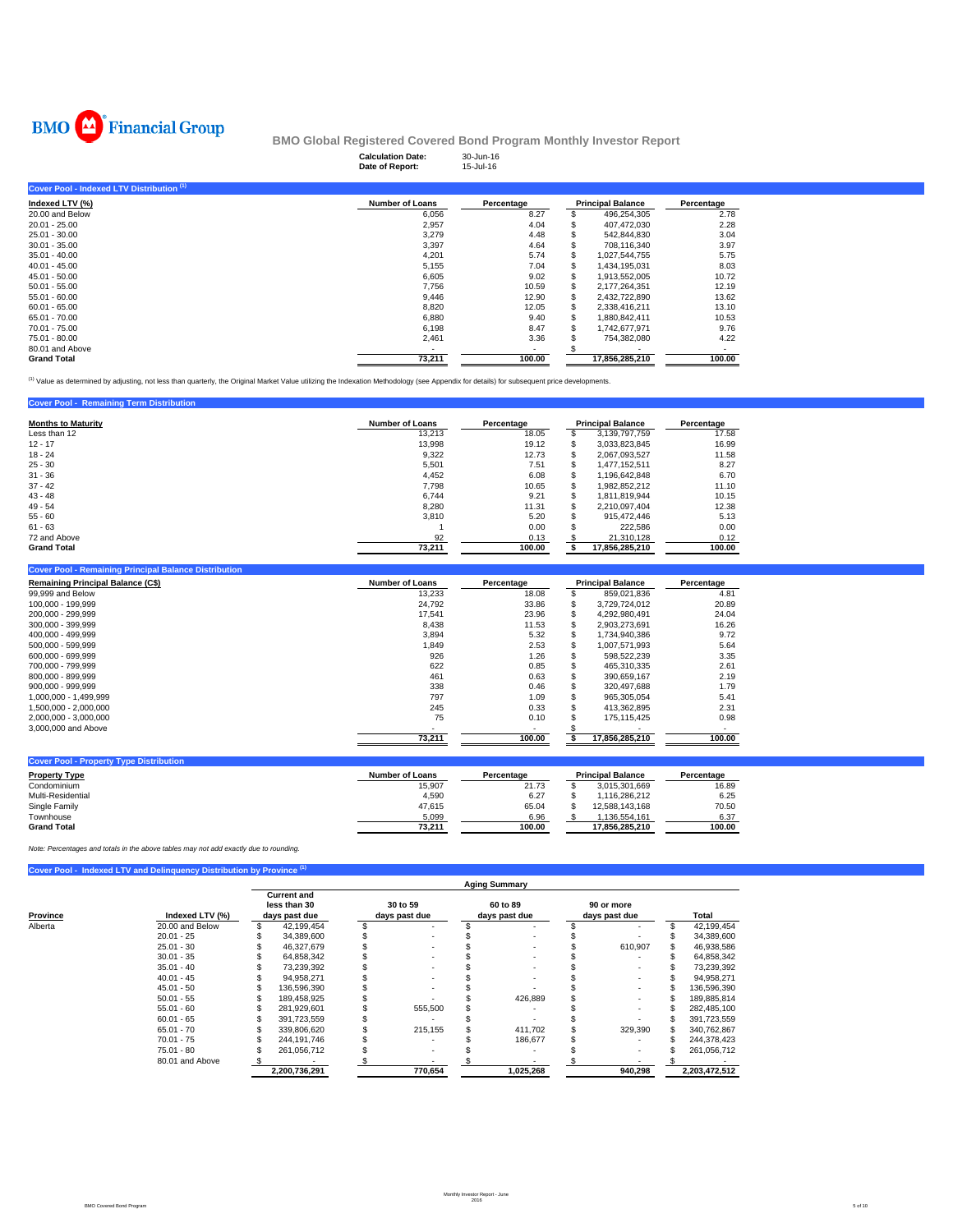BMO Financial Group

# BMO Global Registered Covered Bond Program Monthly Investor Report

**Calculation Date:** 30-Jun-16
**Date of Report:** 15-Jul-16

## Cover Pool - Indexed LTV Distribution [1]

| Indexed LTV (%) | Number of Loans | Percentage | Principal Balance | Percentage |
|---|---|---|---|---|
| 20.00 and Below | 6,056 | 8.27 | $ 496,254,305 | 2.78 |
| 20.01 - 25.00 | 2,957 | 4.04 | $ 407,472,030 | 2.28 |
| 25.01 - 30.00 | 3,279 | 4.48 | $ 542,844,830 | 3.04 |
| 30.01 - 35.00 | 3,397 | 4.64 | $ 708,116,340 | 3.97 |
| 35.01 - 40.00 | 4,201 | 5.74 | $ 1,027,544,755 | 5.75 |
| 40.01 - 45.00 | 5,155 | 7.04 | $ 1,434,195,031 | 8.03 |
| 45.01 - 50.00 | 6,605 | 9.02 | $ 1,913,552,005 | 10.72 |
| 50.01 - 55.00 | 7,756 | 10.59 | $ 2,177,264,351 | 12.19 |
| 55.01 - 60.00 | 9,446 | 12.90 | $ 2,432,722,890 | 13.62 |
| 60.01 - 65.00 | 8,820 | 12.05 | $ 2,338,416,211 | 13.10 |
| 65.01 - 70.00 | 6,880 | 9.40 | $ 1,880,842,411 | 10.53 |
| 70.01 - 75.00 | 6,198 | 8.47 | $ 1,742,677,971 | 9.76 |
| 75.01 - 80.00 | 2,461 | 3.36 | $ 754,382,080 | 4.22 |
| 80.01 and Above | - | - | $ - | - |
| **Grand Total** | **73,211** | **100.00** | **17,856,285,210** | **100.00** |

[1] Value as determined by adjusting, not less than quarterly, the Original Market Value utilizing the Indexation Methodology (see Appendix for details) for subsequent price developments.

## Cover Pool - Remaining Term Distribution

| Months to Maturity | Number of Loans | Percentage | Principal Balance | Percentage |
|---|---|---|---|---|
| Less than 12 | 13,213 | 18.05 | $ 3,139,797,759 | 17.58 |
| 12 - 17 | 13,998 | 19.12 | $ 3,033,823,845 | 16.99 |
| 18 - 24 | 9,322 | 12.73 | $ 2,067,093,527 | 11.58 |
| 25 - 30 | 5,501 | 7.51 | $ 1,477,152,511 | 8.27 |
| 31 - 36 | 4,452 | 6.08 | $ 1,196,642,848 | 6.70 |
| 37 - 42 | 7,798 | 10.65 | $ 1,982,852,212 | 11.10 |
| 43 - 48 | 6,744 | 9.21 | $ 1,811,819,944 | 10.15 |
| 49 - 54 | 8,280 | 11.31 | $ 2,210,097,404 | 12.38 |
| 55 - 60 | 3,810 | 5.20 | $ 915,472,446 | 5.13 |
| 61 - 63 | 1 | 0.00 | $ 222,586 | 0.00 |
| 72 and Above | 92 | 0.13 | $ 21,310,128 | 0.12 |
| **Grand Total** | **73,211** | **100.00** | **$ 17,856,285,210** | **100.00** |

## Cover Pool - Remaining Principal Balance Distribution

| Remaining Principal Balance (C$) | Number of Loans | Percentage | Principal Balance | Percentage |
|---|---|---|---|---|
| 99,999 and Below | 13,233 | 18.08 | $ 859,021,836 | 4.81 |
| 100,000 - 199,999 | 24,792 | 33.86 | $ 3,729,724,012 | 20.89 |
| 200,000 - 299,999 | 17,541 | 23.96 | $ 4,292,980,491 | 24.04 |
| 300,000 - 399,999 | 8,438 | 11.53 | $ 2,903,273,691 | 16.26 |
| 400,000 - 499,999 | 3,894 | 5.32 | $ 1,734,940,386 | 9.72 |
| 500,000 - 599,999 | 1,849 | 2.53 | $ 1,007,571,993 | 5.64 |
| 600,000 - 699,999 | 926 | 1.26 | $ 598,522,239 | 3.35 |
| 700,000 - 799,999 | 622 | 0.85 | $ 465,310,335 | 2.61 |
| 800,000 - 899,999 | 461 | 0.63 | $ 390,659,167 | 2.19 |
| 900,000 - 999,999 | 338 | 0.46 | $ 320,497,688 | 1.79 |
| 1,000,000 - 1,499,999 | 797 | 1.09 | $ 965,305,054 | 5.41 |
| 1,500,000 - 2,000,000 | 245 | 0.33 | $ 413,362,895 | 2.31 |
| 2,000,000 - 3,000,000 | 75 | 0.10 | $ 175,115,425 | 0.98 |
| 3,000,000 and Above | - | - | $ - | - |
| | **73,211** | **100.00** | **$ 17,856,285,210** | **100.00** |

## Cover Pool - Property Type Distribution

| Property Type | Number of Loans | Percentage | Principal Balance | Percentage |
|---|---|---|---|---|
| Condominium | 15,907 | 21.73 | $ 3,015,301,669 | 16.89 |
| Multi-Residential | 4,590 | 6.27 | $ 1,116,286,212 | 6.25 |
| Single Family | 47,615 | 65.04 | $ 12,588,143,168 | 70.50 |
| Townhouse | 5,099 | 6.96 | $ 1,136,554,161 | 6.37 |
| **Grand Total** | **73,211** | **100.00** | **17,856,285,210** | **100.00** |

*Note: Percentages and totals in the above tables may not add exactly due to rounding.*

## Cover Pool - Indexed LTV and Delinquency Distribution by Province [1]

| | | Aging Summary | | | | |
|---|---|---|---|---|---|---|
| Province | Indexed LTV (%) | Current and less than 30 days past due | 30 to 59 days past due | 60 to 89 days past due | 90 or more days past due | Total |
| Alberta | 20.00 and Below | $ 42,199,454 | $ - | $ - | $ - | $ 42,199,454 |
| | 20.01 - 25 | $ 34,389,600 | $ - | $ - | $ - | $ 34,389,600 |
| | 25.01 - 30 | $ 46,327,679 | $ - | $ - | $ 610,907 | $ 46,938,586 |
| | 30.01 - 35 | $ 64,858,342 | $ - | $ - | $ - | $ 64,858,342 |
| | 35.01 - 40 | $ 73,239,392 | $ - | $ - | $ - | $ 73,239,392 |
| | 40.01 - 45 | $ 94,958,271 | $ - | $ - | $ - | $ 94,958,271 |
| | 45.01 - 50 | $ 136,596,390 | $ - | $ - | $ - | $ 136,596,390 |
| | 50.01 - 55 | $ 189,458,925 | $ - | $ 426,889 | $ - | $ 189,885,814 |
| | 55.01 - 60 | $ 281,929,601 | $ 555,500 | $ - | $ - | $ 282,485,100 |
| | 60.01 - 65 | $ 391,723,559 | $ - | $ - | $ - | $ 391,723,559 |
| | 65.01 - 70 | $ 339,806,620 | $ 215,155 | $ 411,702 | $ 329,390 | $ 340,762,867 |
| | 70.01 - 75 | $ 244,191,746 | $ - | $ 186,677 | $ - | $ 244,378,423 |
| | 75.01 - 80 | $ 261,056,712 | $ - | $ - | $ - | $ 261,056,712 |
| | 80.01 and Above | $ - | $ - | $ - | $ - | $ - |
| | | **2,200,736,291** | **770,654** | **1,025,268** | **940,298** | **2,203,472,512** |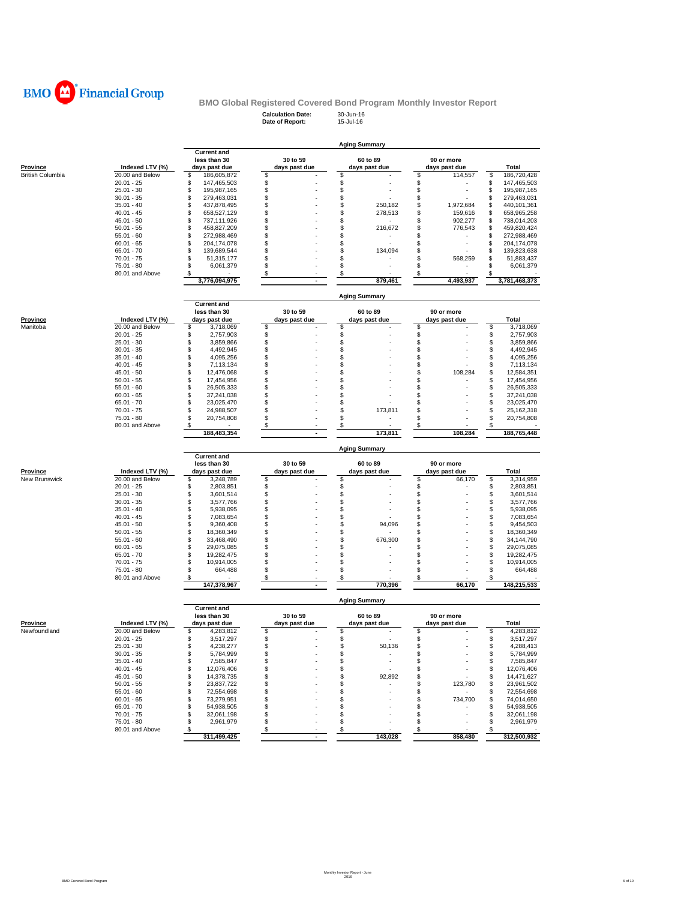BMO Financial Group

## BMO Global Registered Covered Bond Program Monthly Investor Report

**Calculation Date:** 30-Jun-16
**Date of Report:** 15-Jul-16

### Aging Summary

| Province | Indexed LTV (%) | Current and less than 30 days past due | 30 to 59 days past due | 60 to 89 days past due | 90 or more days past due | Total |
|---|---|---|---|---|---|---|
| British Columbia | 20.00 and Below | $ 186,605,872 | $ - | $ - | $ 114,557 | $ 186,720,428 |
| | 20.01 - 25 | $ 147,465,503 | $ - | $ - | $ - | $ 147,465,503 |
| | 25.01 - 30 | $ 195,987,165 | $ - | $ - | $ - | $ 195,987,165 |
| | 30.01 - 35 | $ 279,463,031 | $ - | $ - | $ - | $ 279,463,031 |
| | 35.01 - 40 | $ 437,878,495 | $ - | $ 250,182 | $ 1,972,684 | $ 440,101,361 |
| | 40.01 - 45 | $ 658,527,129 | $ - | $ 278,513 | $ 159,616 | $ 658,965,258 |
| | 45.01 - 50 | $ 737,111,926 | $ - | $ - | $ 902,277 | $ 738,014,203 |
| | 50.01 - 55 | $ 458,827,209 | $ - | $ 216,672 | $ 776,543 | $ 459,820,424 |
| | 55.01 - 60 | $ 272,988,469 | $ - | $ - | $ - | $ 272,988,469 |
| | 60.01 - 65 | $ 204,174,078 | $ - | $ - | $ - | $ 204,174,078 |
| | 65.01 - 70 | $ 139,689,544 | $ - | $ 134,094 | $ - | $ 139,823,638 |
| | 70.01 - 75 | $ 51,315,177 | $ - | $ - | $ 568,259 | $ 51,883,437 |
| | 75.01 - 80 | $ 6,061,379 | $ - | $ - | $ - | $ 6,061,379 |
| | 80.01 and Above | $ - | $ - | $ - | $ - | $ - |
| | | 3,776,094,975 | - | 879,461 | 4,493,937 | 3,781,468,373 |

### Aging Summary

| Province | Indexed LTV (%) | Current and less than 30 days past due | 30 to 59 days past due | 60 to 89 days past due | 90 or more days past due | Total |
|---|---|---|---|---|---|---|
| Manitoba | 20.00 and Below | $ 3,718,069 | $ - | $ - | $ - | $ 3,718,069 |
| | 20.01 - 25 | $ 2,757,903 | $ - | $ - | $ - | $ 2,757,903 |
| | 25.01 - 30 | $ 3,859,866 | $ - | $ - | $ - | $ 3,859,866 |
| | 30.01 - 35 | $ 4,492,945 | $ - | $ - | $ - | $ 4,492,945 |
| | 35.01 - 40 | $ 4,095,256 | $ - | $ - | $ - | $ 4,095,256 |
| | 40.01 - 45 | $ 7,113,134 | $ - | $ - | $ - | $ 7,113,134 |
| | 45.01 - 50 | $ 12,476,068 | $ - | $ - | $ 108,284 | $ 12,584,351 |
| | 50.01 - 55 | $ 17,454,956 | $ - | $ - | $ - | $ 17,454,956 |
| | 55.01 - 60 | $ 26,505,333 | $ - | $ - | $ - | $ 26,505,333 |
| | 60.01 - 65 | $ 37,241,038 | $ - | $ - | $ - | $ 37,241,038 |
| | 65.01 - 70 | $ 23,025,470 | $ - | $ - | $ - | $ 23,025,470 |
| | 70.01 - 75 | $ 24,988,507 | $ - | $ 173,811 | $ - | $ 25,162,318 |
| | 75.01 - 80 | $ 20,754,808 | $ - | $ - | $ - | $ 20,754,808 |
| | 80.01 and Above | $ - | $ - | $ - | $ - | $ - |
| | | 188,483,354 | - | 173,811 | 108,284 | 188,765,448 |

### Aging Summary

| Province | Indexed LTV (%) | Current and less than 30 days past due | 30 to 59 days past due | 60 to 89 days past due | 90 or more days past due | Total |
|---|---|---|---|---|---|---|
| New Brunswick | 20.00 and Below | $ 3,248,789 | $ - | $ - | $ 66,170 | $ 3,314,959 |
| | 20.01 - 25 | $ 2,803,851 | $ - | $ - | $ - | $ 2,803,851 |
| | 25.01 - 30 | $ 3,601,514 | $ - | $ - | $ - | $ 3,601,514 |
| | 30.01 - 35 | $ 3,577,766 | $ - | $ - | $ - | $ 3,577,766 |
| | 35.01 - 40 | $ 5,938,095 | $ - | $ - | $ - | $ 5,938,095 |
| | 40.01 - 45 | $ 7,083,654 | $ - | $ - | $ - | $ 7,083,654 |
| | 45.01 - 50 | $ 9,360,408 | $ - | $ 94,096 | $ - | $ 9,454,503 |
| | 50.01 - 55 | $ 18,360,349 | $ - | $ - | $ - | $ 18,360,349 |
| | 55.01 - 60 | $ 33,468,490 | $ - | $ 676,300 | $ - | $ 34,144,790 |
| | 60.01 - 65 | $ 29,075,085 | $ - | $ - | $ - | $ 29,075,085 |
| | 65.01 - 70 | $ 19,282,475 | $ - | $ - | $ - | $ 19,282,475 |
| | 70.01 - 75 | $ 10,914,005 | $ - | $ - | $ - | $ 10,914,005 |
| | 75.01 - 80 | $ 664,488 | $ - | $ - | $ - | $ 664,488 |
| | 80.01 and Above | $ - | $ - | $ - | $ - | $ - |
| | | 147,378,967 | - | 770,396 | 66,170 | 148,215,533 |

### Aging Summary

| Province | Indexed LTV (%) | Current and less than 30 days past due | 30 to 59 days past due | 60 to 89 days past due | 90 or more days past due | Total |
|---|---|---|---|---|---|---|
| Newfoundland | 20.00 and Below | $ 4,283,812 | $ - | $ - | $ - | $ 4,283,812 |
| | 20.01 - 25 | $ 3,517,297 | $ - | $ - | $ - | $ 3,517,297 |
| | 25.01 - 30 | $ 4,238,277 | $ - | $ 50,136 | $ - | $ 4,288,413 |
| | 30.01 - 35 | $ 5,784,999 | $ - | $ - | $ - | $ 5,784,999 |
| | 35.01 - 40 | $ 7,585,847 | $ - | $ - | $ - | $ 7,585,847 |
| | 40.01 - 45 | $ 12,076,406 | $ - | $ - | $ - | $ 12,076,406 |
| | 45.01 - 50 | $ 14,378,735 | $ - | $ 92,892 | $ - | $ 14,471,627 |
| | 50.01 - 55 | $ 23,837,722 | $ - | $ - | $ 123,780 | $ 23,961,502 |
| | 55.01 - 60 | $ 72,554,698 | $ - | $ - | $ - | $ 72,554,698 |
| | 60.01 - 65 | $ 73,279,951 | $ - | $ - | $ 734,700 | $ 74,014,650 |
| | 65.01 - 70 | $ 54,938,505 | $ - | $ - | $ - | $ 54,938,505 |
| | 70.01 - 75 | $ 32,061,198 | $ - | $ - | $ - | $ 32,061,198 |
| | 75.01 - 80 | $ 2,961,979 | $ - | $ - | $ - | $ 2,961,979 |
| | 80.01 and Above | $ - | $ - | $ - | $ - | $ - |
| | | 311,499,425 | - | 143,028 | 858,480 | 312,500,932 |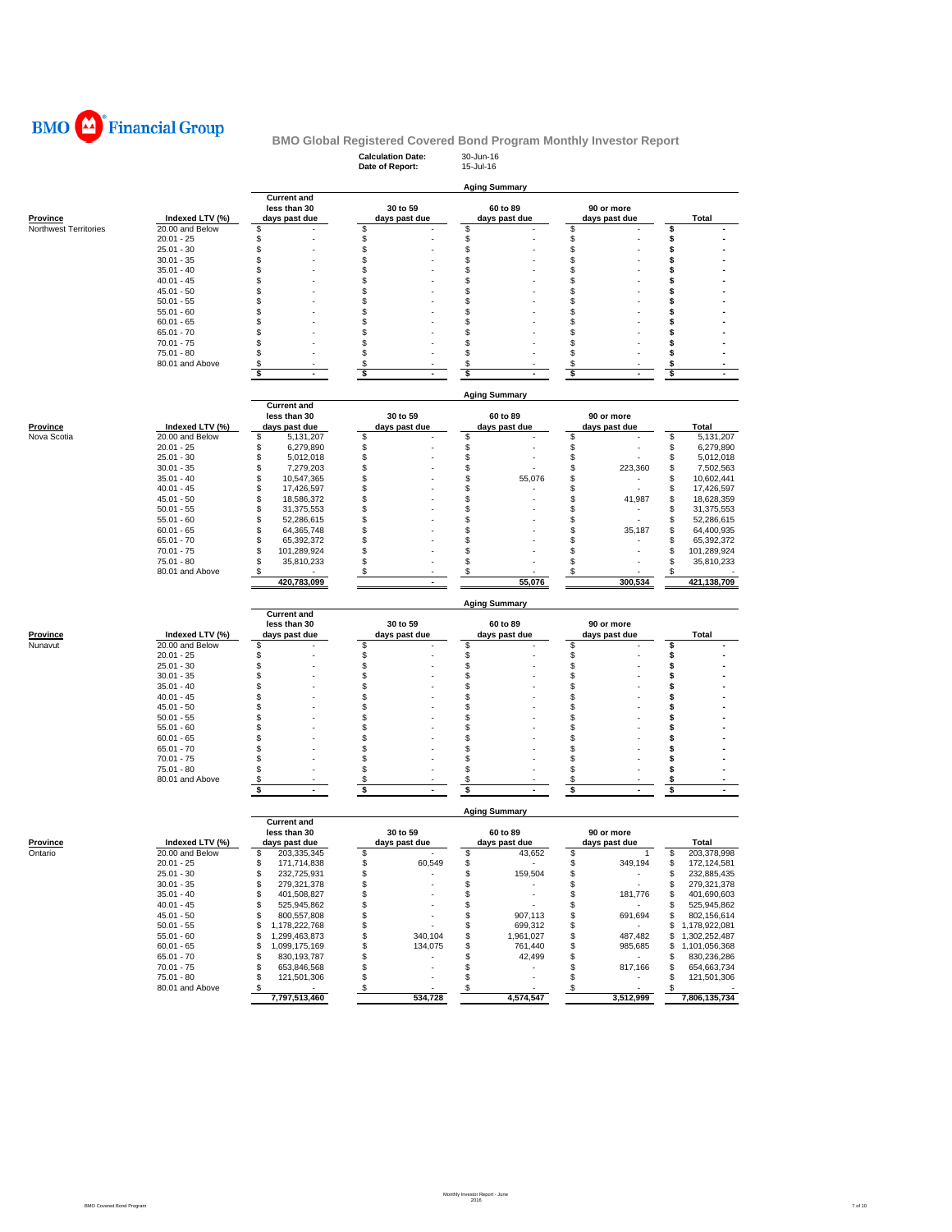BMO Financial Group

## BMO Global Registered Covered Bond Program Monthly Investor Report

**Calculation Date:** 30-Jun-16
**Date of Report:** 15-Jul-16

### Aging Summary

| Province | Indexed LTV (%) | Current and less than 30 days past due | 30 to 59 days past due | 60 to 89 days past due | 90 or more days past due | Total |
|---|---|---|---|---|---|---|
| Northwest Territories | 20.00 and Below | $ - | $ - | $ - | $ - | $ - |
| | 20.01 - 25 | $ - | $ - | $ - | $ - | $ - |
| | 25.01 - 30 | $ - | $ - | $ - | $ - | $ - |
| | 30.01 - 35 | $ - | $ - | $ - | $ - | $ - |
| | 35.01 - 40 | $ - | $ - | $ - | $ - | $ - |
| | 40.01 - 45 | $ - | $ - | $ - | $ - | $ - |
| | 45.01 - 50 | $ - | $ - | $ - | $ - | $ - |
| | 50.01 - 55 | $ - | $ - | $ - | $ - | $ - |
| | 55.01 - 60 | $ - | $ - | $ - | $ - | $ - |
| | 60.01 - 65 | $ - | $ - | $ - | $ - | $ - |
| | 65.01 - 70 | $ - | $ - | $ - | $ - | $ - |
| | 70.01 - 75 | $ - | $ - | $ - | $ - | $ - |
| | 75.01 - 80 | $ - | $ - | $ - | $ - | $ - |
| | 80.01 and Above | $ - | $ - | $ - | $ - | $ - |
| | | $ - | $ - | $ - | $ - | $ - |

### Aging Summary

| Province | Indexed LTV (%) | Current and less than 30 days past due | 30 to 59 days past due | 60 to 89 days past due | 90 or more days past due | Total |
|---|---|---|---|---|---|---|
| Nova Scotia | 20.00 and Below | $ 5,131,207 | $ - | $ - | $ - | $ 5,131,207 |
| | 20.01 - 25 | $ 6,279,890 | $ - | $ - | $ - | $ 6,279,890 |
| | 25.01 - 30 | $ 5,012,018 | $ - | $ - | $ - | $ 5,012,018 |
| | 30.01 - 35 | $ 7,279,203 | $ - | $ - | $ 223,360 | $ 7,502,563 |
| | 35.01 - 40 | $ 10,547,365 | $ - | $ 55,076 | $ - | $ 10,602,441 |
| | 40.01 - 45 | $ 17,426,597 | $ - | $ - | $ - | $ 17,426,597 |
| | 45.01 - 50 | $ 18,586,372 | $ - | $ - | $ 41,987 | $ 18,628,359 |
| | 50.01 - 55 | $ 31,375,553 | $ - | $ - | $ - | $ 31,375,553 |
| | 55.01 - 60 | $ 52,286,615 | $ - | $ - | $ - | $ 52,286,615 |
| | 60.01 - 65 | $ 64,365,748 | $ - | $ - | $ 35,187 | $ 64,400,935 |
| | 65.01 - 70 | $ 65,392,372 | $ - | $ - | $ - | $ 65,392,372 |
| | 70.01 - 75 | $ 101,289,924 | $ - | $ - | $ - | $ 101,289,924 |
| | 75.01 - 80 | $ 35,810,233 | $ - | $ - | $ - | $ 35,810,233 |
| | 80.01 and Above | $ - | $ - | $ - | $ - | $ - |
| | | 420,783,099 | - | 55,076 | 300,534 | 421,138,709 |

### Aging Summary

| Province | Indexed LTV (%) | Current and less than 30 days past due | 30 to 59 days past due | 60 to 89 days past due | 90 or more days past due | Total |
|---|---|---|---|---|---|---|
| Nunavut | 20.00 and Below | $ - | $ - | $ - | $ - | $ - |
| | 20.01 - 25 | $ - | $ - | $ - | $ - | $ - |
| | 25.01 - 30 | $ - | $ - | $ - | $ - | $ - |
| | 30.01 - 35 | $ - | $ - | $ - | $ - | $ - |
| | 35.01 - 40 | $ - | $ - | $ - | $ - | $ - |
| | 40.01 - 45 | $ - | $ - | $ - | $ - | $ - |
| | 45.01 - 50 | $ - | $ - | $ - | $ - | $ - |
| | 50.01 - 55 | $ - | $ - | $ - | $ - | $ - |
| | 55.01 - 60 | $ - | $ - | $ - | $ - | $ - |
| | 60.01 - 65 | $ - | $ - | $ - | $ - | $ - |
| | 65.01 - 70 | $ - | $ - | $ - | $ - | $ - |
| | 70.01 - 75 | $ - | $ - | $ - | $ - | $ - |
| | 75.01 - 80 | $ - | $ - | $ - | $ - | $ - |
| | 80.01 and Above | $ - | $ - | $ - | $ - | $ - |
| | | $ - | $ - | $ - | $ - | $ - |

### Aging Summary

| Province | Indexed LTV (%) | Current and less than 30 days past due | 30 to 59 days past due | 60 to 89 days past due | 90 or more days past due | Total |
|---|---|---|---|---|---|---|
| Ontario | 20.00 and Below | $ 203,335,345 | $ - | $ 43,652 | $ 1 | $ 203,378,998 |
| | 20.01 - 25 | $ 171,714,838 | $ 60,549 | $ - | $ 349,194 | $ 172,124,581 |
| | 25.01 - 30 | $ 232,725,931 | $ - | $ 159,504 | $ - | $ 232,885,435 |
| | 30.01 - 35 | $ 279,321,378 | $ - | $ - | $ - | $ 279,321,378 |
| | 35.01 - 40 | $ 401,508,827 | $ - | $ - | $ 181,776 | $ 401,690,603 |
| | 40.01 - 45 | $ 525,945,862 | $ - | $ - | $ - | $ 525,945,862 |
| | 45.01 - 50 | $ 800,557,808 | $ - | $ 907,113 | $ 691,694 | $ 802,156,614 |
| | 50.01 - 55 | $ 1,178,222,768 | $ - | $ 699,312 | $ - | $ 1,178,922,081 |
| | 55.01 - 60 | $ 1,299,463,873 | $ 340,104 | $ 1,961,027 | $ 487,482 | $ 1,302,252,487 |
| | 60.01 - 65 | $ 1,099,175,169 | $ 134,075 | $ 761,440 | $ 985,685 | $ 1,101,056,368 |
| | 65.01 - 70 | $ 830,193,787 | $ - | $ 42,499 | $ - | $ 830,236,286 |
| | 70.01 - 75 | $ 653,846,568 | $ - | $ - | $ 817,166 | $ 654,663,734 |
| | 75.01 - 80 | $ 121,501,306 | $ - | $ - | $ - | $ 121,501,306 |
| | 80.01 and Above | $ - | $ - | $ - | $ - | $ - |
| | | 7,797,513,460 | 534,728 | 4,574,547 | 3,512,999 | 7,806,135,734 |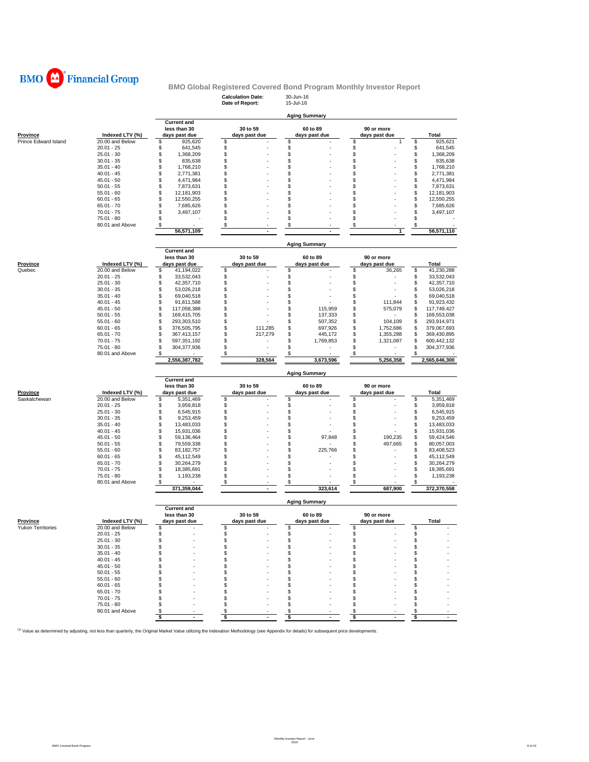BMO Financial Group

# BMO Global Registered Covered Bond Program Monthly Investor Report

**Calculation Date:** 30-Jun-16
**Date of Report:** 15-Jul-16

## Aging Summary

| Province | Indexed LTV (%) | Current and less than 30 days past due | 30 to 59 days past due | 60 to 89 days past due | 90 or more days past due | Total |
|---|---|---|---|---|---|---|
| Prince Edward Island | 20.00 and Below | $ 925,620 | $ - | $ - | $ 1 | $ 925,621 |
| | 20.01 - 25 | $ 641,545 | $ - | $ - | $ - | $ 641,545 |
| | 25.01 - 30 | $ 1,368,209 | $ - | $ - | $ - | $ 1,368,209 |
| | 30.01 - 35 | $ 835,638 | $ - | $ - | $ - | $ 835,638 |
| | 35.01 - 40 | $ 1,768,210 | $ - | $ - | $ - | $ 1,768,210 |
| | 40.01 - 45 | $ 2,771,381 | $ - | $ - | $ - | $ 2,771,381 |
| | 45.01 - 50 | $ 4,471,984 | $ - | $ - | $ - | $ 4,471,984 |
| | 50.01 - 55 | $ 7,873,631 | $ - | $ - | $ - | $ 7,873,631 |
| | 55.01 - 60 | $ 12,181,903 | $ - | $ - | $ - | $ 12,181,903 |
| | 60.01 - 65 | $ 12,550,255 | $ - | $ - | $ - | $ 12,550,255 |
| | 65.01 - 70 | $ 7,685,626 | $ - | $ - | $ - | $ 7,685,626 |
| | 70.01 - 75 | $ 3,497,107 | $ - | $ - | $ - | $ 3,497,107 |
| | 75.01 - 80 | $ - | $ - | $ - | $ - | $ - |
| | 80.01 and Above | $ - | $ - | $ - | $ - | $ - |
| | | 56,571,109 | - | - | 1 | 56,571,110 |

## Aging Summary

| Province | Indexed LTV (%) | Current and less than 30 days past due | 30 to 59 days past due | 60 to 89 days past due | 90 or more days past due | Total |
|---|---|---|---|---|---|---|
| Quebec | 20.00 and Below | $ 41,194,022 | $ - | $ - | $ 36,265 | $ 41,230,288 |
| | 20.01 - 25 | $ 33,532,043 | $ - | $ - | $ - | $ 33,532,043 |
| | 25.01 - 30 | $ 42,357,710 | $ - | $ - | $ - | $ 42,357,710 |
| | 30.01 - 35 | $ 53,026,218 | $ - | $ - | $ - | $ 53,026,218 |
| | 35.01 - 40 | $ 69,040,518 | $ - | $ - | $ - | $ 69,040,518 |
| | 40.01 - 45 | $ 91,811,588 | $ - | $ - | $ 111,844 | $ 91,923,432 |
| | 45.01 - 50 | $ 117,058,388 | $ - | $ 115,959 | $ 575,079 | $ 117,749,427 |
| | 50.01 - 55 | $ 169,415,705 | $ - | $ 137,333 | $ - | $ 169,553,038 |
| | 55.01 - 60 | $ 293,303,510 | $ - | $ 507,352 | $ 104,109 | $ 293,914,971 |
| | 60.01 - 65 | $ 376,505,795 | $ 111,285 | $ 697,926 | $ 1,752,686 | $ 379,067,693 |
| | 65.01 - 70 | $ 367,413,157 | $ 217,279 | $ 445,172 | $ 1,355,288 | $ 369,430,895 |
| | 70.01 - 75 | $ 597,351,192 | $ - | $ 1,769,853 | $ 1,321,087 | $ 600,442,132 |
| | 75.01 - 80 | $ 304,377,936 | $ - | $ - | $ - | $ 304,377,936 |
| | 80.01 and Above | $ - | $ - | $ - | $ - | $ - |
| | | 2,556,387,782 | 328,564 | 3,673,596 | 5,256,358 | 2,565,646,300 |

## Aging Summary

| Province | Indexed LTV (%) | Current and less than 30 days past due | 30 to 59 days past due | 60 to 89 days past due | 90 or more days past due | Total |
|---|---|---|---|---|---|---|
| Saskatchewan | 20.00 and Below | $ 5,351,469 | $ - | $ - | $ - | $ 5,351,469 |
| | 20.01 - 25 | $ 3,959,818 | $ - | $ - | $ - | $ 3,959,818 |
| | 25.01 - 30 | $ 6,545,915 | $ - | $ - | $ - | $ 6,545,915 |
| | 30.01 - 35 | $ 9,253,459 | $ - | $ - | $ - | $ 9,253,459 |
| | 35.01 - 40 | $ 13,483,033 | $ - | $ - | $ - | $ 13,483,033 |
| | 40.01 - 45 | $ 15,931,036 | $ - | $ - | $ - | $ 15,931,036 |
| | 45.01 - 50 | $ 59,136,464 | $ - | $ 97,848 | $ 190,235 | $ 59,424,546 |
| | 50.01 - 55 | $ 79,559,338 | $ - | $ - | $ 497,665 | $ 80,057,003 |
| | 55.01 - 60 | $ 83,182,757 | $ - | $ 225,766 | $ - | $ 83,408,523 |
| | 60.01 - 65 | $ 45,112,549 | $ - | $ - | $ - | $ 45,112,549 |
| | 65.01 - 70 | $ 30,264,279 | $ - | $ - | $ - | $ 30,264,279 |
| | 70.01 - 75 | $ 18,385,691 | $ - | $ - | $ - | $ 18,385,691 |
| | 75.01 - 80 | $ 1,193,238 | $ - | $ - | $ - | $ 1,193,238 |
| | 80.01 and Above | $ - | $ - | $ - | $ - | $ - |
| | | 371,359,044 | - | 323,614 | 687,900 | 372,370,558 |

## Aging Summary

| Province | Indexed LTV (%) | Current and less than 30 days past due | 30 to 59 days past due | 60 to 89 days past due | 90 or more days past due | Total |
|---|---|---|---|---|---|---|
| Yukon Territories | 20.00 and Below | $ - | $ - | $ - | $ - | $ - |
| | 20.01 - 25 | $ - | $ - | $ - | $ - | $ - |
| | 25.01 - 30 | $ - | $ - | $ - | $ - | $ - |
| | 30.01 - 35 | $ - | $ - | $ - | $ - | $ - |
| | 35.01 - 40 | $ - | $ - | $ - | $ - | $ - |
| | 40.01 - 45 | $ - | $ - | $ - | $ - | $ - |
| | 45.01 - 50 | $ - | $ - | $ - | $ - | $ - |
| | 50.01 - 55 | $ - | $ - | $ - | $ - | $ - |
| | 55.01 - 60 | $ - | $ - | $ - | $ - | $ - |
| | 60.01 - 65 | $ - | $ - | $ - | $ - | $ - |
| | 65.01 - 70 | $ - | $ - | $ - | $ - | $ - |
| | 70.01 - 75 | $ - | $ - | $ - | $ - | $ - |
| | 75.01 - 80 | $ - | $ - | $ - | $ - | $ - |
| | 80.01 and Above | $ - | $ - | $ - | $ - | $ - |
| | | $ - | $ - | $ - | $ - | $ - |

[1] Value as determined by adjusting, not less than quarterly, the Original Market Value utilizing the Indexation Methodology (see Appendix for details) for subsequent price developments.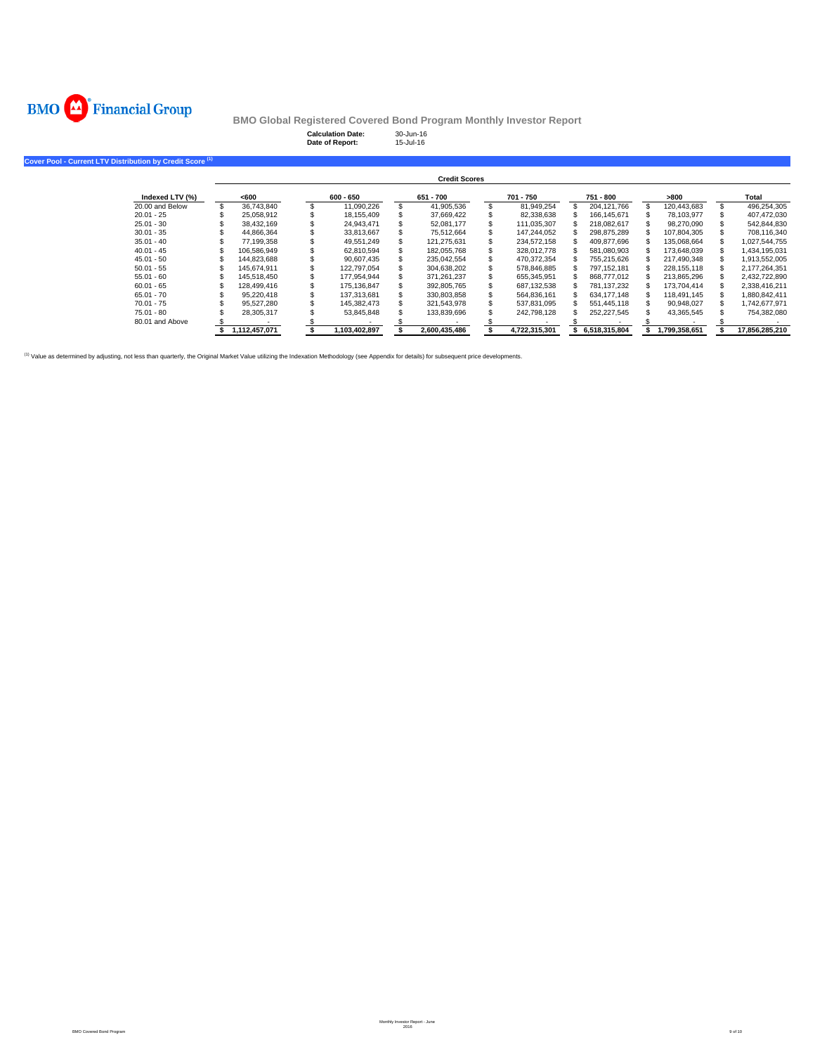BMO Financial Group

# BMO Global Registered Covered Bond Program Monthly Investor Report

**Calculation Date:** 30-Jun-16
**Date of Report:** 15-Jul-16

## Cover Pool - Current LTV Distribution by Credit Score [(1)]

| | Credit Scores | | | | | | |
|---|---|---|---|---|---|---|---|
| **Indexed LTV (%)** | **<600** | **600 - 650** | **651 - 700** | **701 - 750** | **751 - 800** | **>800** | **Total** |
| 20.00 and Below | $ 36,743,840 | $ 11,090,226 | $ 41,905,536 | $ 81,949,254 | $ 204,121,766 | $ 120,443,683 | $ 496,254,305 |
| 20.01 - 25 | $ 25,058,912 | $ 18,155,409 | $ 37,669,422 | $ 82,338,638 | $ 166,145,671 | $ 78,103,977 | $ 407,472,030 |
| 25.01 - 30 | $ 38,432,169 | $ 24,943,471 | $ 52,081,177 | $ 111,035,307 | $ 218,082,617 | $ 98,270,090 | $ 542,844,830 |
| 30.01 - 35 | $ 44,866,364 | $ 33,813,667 | $ 75,512,664 | $ 147,244,052 | $ 298,875,289 | $ 107,804,305 | $ 708,116,340 |
| 35.01 - 40 | $ 77,199,358 | $ 49,551,249 | $ 121,275,631 | $ 234,572,158 | $ 409,877,696 | $ 135,068,664 | $ 1,027,544,755 |
| 40.01 - 45 | $ 106,586,949 | $ 62,810,594 | $ 182,055,768 | $ 328,012,778 | $ 581,080,903 | $ 173,648,039 | $ 1,434,195,031 |
| 45.01 - 50 | $ 144,823,688 | $ 90,607,435 | $ 235,042,554 | $ 470,372,354 | $ 755,215,626 | $ 217,490,348 | $ 1,913,552,005 |
| 50.01 - 55 | $ 145,674,911 | $ 122,797,054 | $ 304,638,202 | $ 578,846,885 | $ 797,152,181 | $ 228,155,118 | $ 2,177,264,351 |
| 55.01 - 60 | $ 145,518,450 | $ 177,954,944 | $ 371,261,237 | $ 655,345,951 | $ 868,777,012 | $ 213,865,296 | $ 2,432,722,890 |
| 60.01 - 65 | $ 128,499,416 | $ 175,136,847 | $ 392,805,765 | $ 687,132,538 | $ 781,137,232 | $ 173,704,414 | $ 2,338,416,211 |
| 65.01 - 70 | $ 95,220,418 | $ 137,313,681 | $ 330,803,858 | $ 564,836,161 | $ 634,177,148 | $ 118,491,145 | $ 1,880,842,411 |
| 70.01 - 75 | $ 95,527,280 | $ 145,382,473 | $ 321,543,978 | $ 537,831,095 | $ 551,445,118 | $ 90,948,027 | $ 1,742,677,971 |
| 75.01 - 80 | $ 28,305,317 | $ 53,845,848 | $ 133,839,696 | $ 242,798,128 | $ 252,227,545 | $ 43,365,545 | $ 754,382,080 |
| 80.01 and Above | $ - | $ - | $ - | $ - | $ - | $ - | $ - |
| | **$ 1,112,457,071** | **$ 1,103,402,897** | **$ 2,600,435,486** | **$ 4,722,315,301** | **$ 6,518,315,804** | **$ 1,799,358,651** | **$ 17,856,285,210** |

[(1)] Value as determined by adjusting, not less than quarterly, the Original Market Value utilizing the Indexation Methodology (see Appendix for details) for subsequent price developments.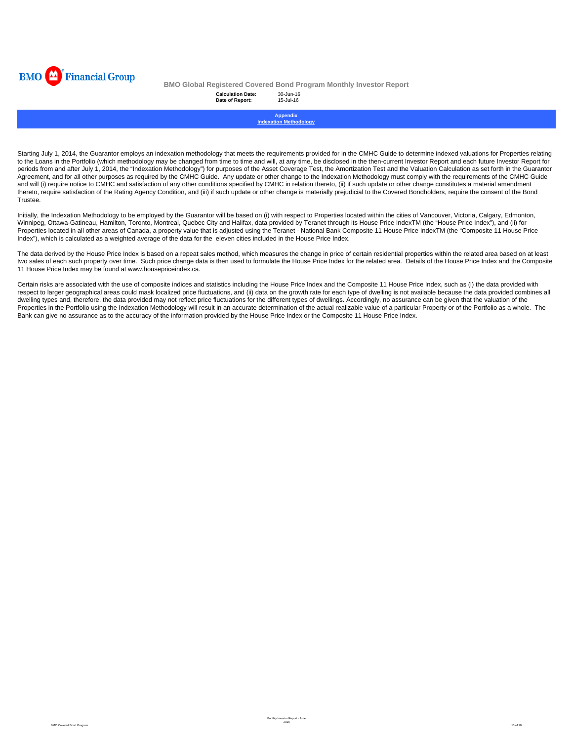**BMO Global Registered Covered Bond Program Monthly Investor Report**

**Calculation Date:** 30-Jun-16
**Date of Report:** 15-Jul-16

## Appendix
### Indexation Methodology

Starting July 1, 2014, the Guarantor employs an indexation methodology that meets the requirements provided for in the CMHC Guide to determine indexed valuations for Properties relating to the Loans in the Portfolio (which methodology may be changed from time to time and will, at any time, be disclosed in the then-current Investor Report and each future Investor Report for periods from and after July 1, 2014, the "Indexation Methodology") for purposes of the Asset Coverage Test, the Amortization Test and the Valuation Calculation as set forth in the Guarantor Agreement, and for all other purposes as required by the CMHC Guide. Any update or other change to the Indexation Methodology must comply with the requirements of the CMHC Guide and will (i) require notice to CMHC and satisfaction of any other conditions specified by CMHC in relation thereto, (ii) if such update or other change constitutes a material amendment thereto, require satisfaction of the Rating Agency Condition, and (iii) if such update or other change is materially prejudicial to the Covered Bondholders, require the consent of the Bond Trustee.

Initially, the Indexation Methodology to be employed by the Guarantor will be based on (i) with respect to Properties located within the cities of Vancouver, Victoria, Calgary, Edmonton, Winnipeg, Ottawa-Gatineau, Hamilton, Toronto, Montreal, Quebec City and Halifax, data provided by Teranet through its House Price IndexTM (the "House Price Index"), and (ii) for Properties located in all other areas of Canada, a property value that is adjusted using the Teranet - National Bank Composite 11 House Price IndexTM (the "Composite 11 House Price Index"), which is calculated as a weighted average of the data for the eleven cities included in the House Price Index.

The data derived by the House Price Index is based on a repeat sales method, which measures the change in price of certain residential properties within the related area based on at least two sales of each such property over time. Such price change data is then used to formulate the House Price Index for the related area. Details of the House Price Index and the Composite 11 House Price Index may be found at www.housepriceindex.ca.

Certain risks are associated with the use of composite indices and statistics including the House Price Index and the Composite 11 House Price Index, such as (i) the data provided with respect to larger geographical areas could mask localized price fluctuations, and (ii) data on the growth rate for each type of dwelling is not available because the data provided combines all dwelling types and, therefore, the data provided may not reflect price fluctuations for the different types of dwellings. Accordingly, no assurance can be given that the valuation of the Properties in the Portfolio using the Indexation Methodology will result in an accurate determination of the actual realizable value of a particular Property or of the Portfolio as a whole. The Bank can give no assurance as to the accuracy of the information provided by the House Price Index or the Composite 11 House Price Index.